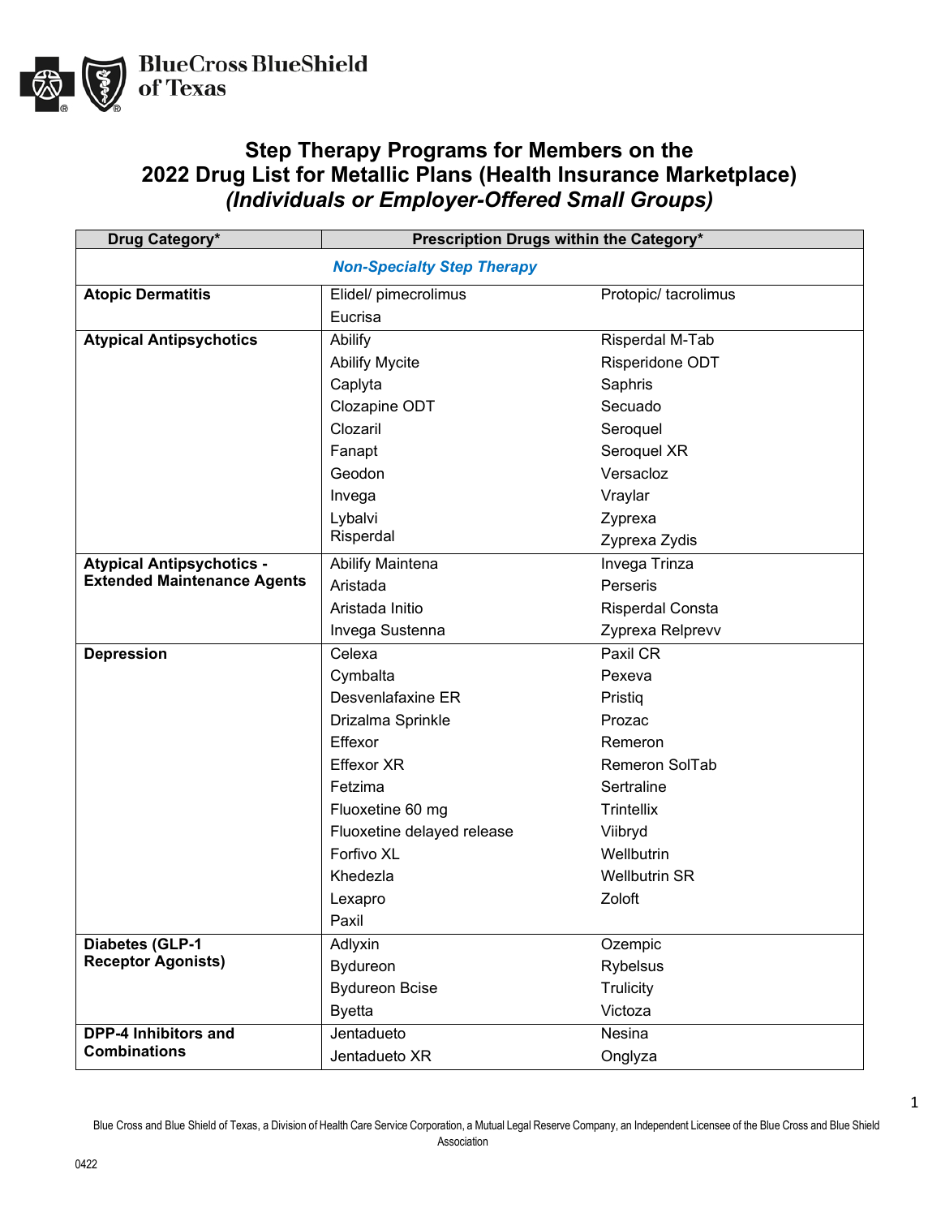BlueCross BlueShield of Texas

# Step Therapy Programs for Members on the 2022 Drug List for Metallic Plans (Health Insurance Marketplace)

## *(Individuals or Employer-Offered Small Groups)*

| Drug Category* | Prescription Drugs within the Category* | |
|---|---|---|
| ***Non-Specialty Step Therapy*** | | |
| **Atopic Dermatitis** | Elidel/ pimecrolimus<br>Eucrisa | Protopic/ tacrolimus |
| **Atypical Antipsychotics** | Abilify<br>Abilify Mycite<br>Caplyta<br>Clozapine ODT<br>Clozaril<br>Fanapt<br>Geodon<br>Invega<br>Lybalvi<br>Risperdal | Risperdal M-Tab<br>Risperidone ODT<br>Saphris<br>Secuado<br>Seroquel<br>Seroquel XR<br>Versacloz<br>Vraylar<br>Zyprexa<br>Zyprexa Zydis |
| **Atypical Antipsychotics - Extended Maintenance Agents** | Abilify Maintena<br>Aristada<br>Aristada Initio<br>Invega Sustenna | Invega Trinza<br>Perseris<br>Risperdal Consta<br>Zyprexa Relprevv |
| **Depression** | Celexa<br>Cymbalta<br>Desvenlafaxine ER<br>Drizalma Sprinkle<br>Effexor<br>Effexor XR<br>Fetzima<br>Fluoxetine 60 mg<br>Fluoxetine delayed release<br>Forfivo XL<br>Khedezla<br>Lexapro<br>Paxil | Paxil CR<br>Pexeva<br>Pristiq<br>Prozac<br>Remeron<br>Remeron SolTab<br>Sertraline<br>Trintellix<br>Viibryd<br>Wellbutrin<br>Wellbutrin SR<br>Zoloft |
| **Diabetes (GLP-1 Receptor Agonists)** | Adlyxin<br>Bydureon<br>Bydureon Bcise<br>Byetta | Ozempic<br>Rybelsus<br>Trulicity<br>Victoza |
| **DPP-4 Inhibitors and Combinations** | Jentadueto<br>Jentadueto XR | Nesina<br>Onglyza |

Blue Cross and Blue Shield of Texas, a Division of Health Care Service Corporation, a Mutual Legal Reserve Company, an Independent Licensee of the Blue Cross and Blue Shield Association

0422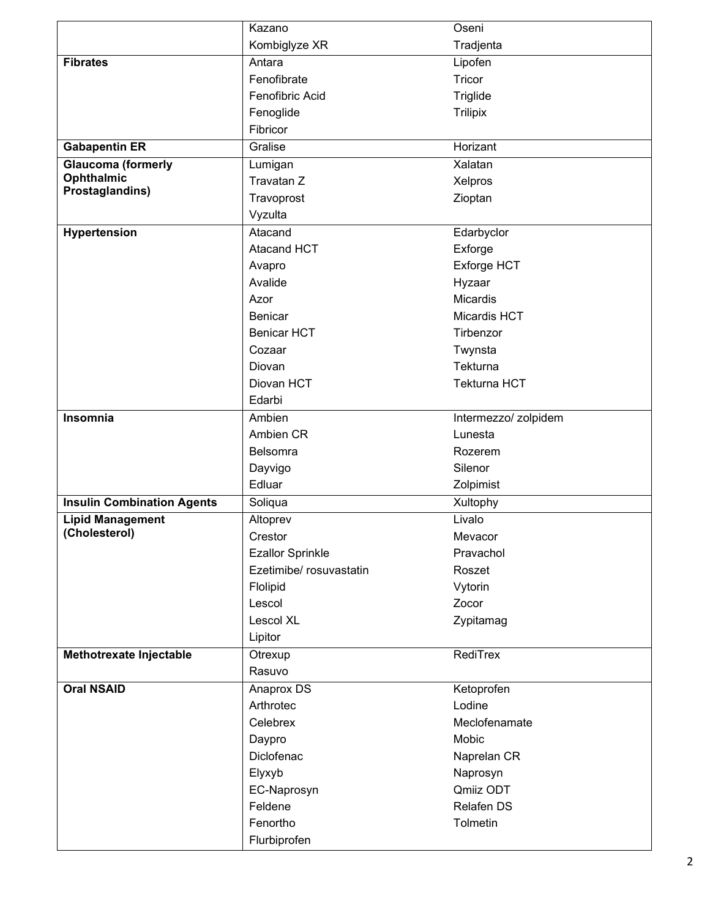| | | |
|---|---|---|
| | Kazano | Oseni |
| | Kombiglyze XR | Tradjenta |
| **Fibrates** | Antara | Lipofen |
| | Fenofibrate | Tricor |
| | Fenofibric Acid | Triglide |
| | Fenoglide | Trilipix |
| | Fibricor | |
| **Gabapentin ER** | Gralise | Horizant |
| **Glaucoma (formerly Ophthalmic Prostaglandins)** | Lumigan | Xalatan |
| | Travatan Z | Xelpros |
| | Travoprost | Zioptan |
| | Vyzulta | |
| **Hypertension** | Atacand | Edarbyclor |
| | Atacand HCT | Exforge |
| | Avapro | Exforge HCT |
| | Avalide | Hyzaar |
| | Azor | Micardis |
| | Benicar | Micardis HCT |
| | Benicar HCT | Tirbenzor |
| | Cozaar | Twynsta |
| | Diovan | Tekturna |
| | Diovan HCT | Tekturna HCT |
| | Edarbi | |
| **Insomnia** | Ambien | Intermezzo/ zolpidem |
| | Ambien CR | Lunesta |
| | Belsomra | Rozerem |
| | Dayvigo | Silenor |
| | Edluar | Zolpimist |
| **Insulin Combination Agents** | Soliqua | Xultophy |
| **Lipid Management (Cholesterol)** | Altoprev | Livalo |
| | Crestor | Mevacor |
| | Ezallor Sprinkle | Pravachol |
| | Ezetimibe/ rosuvastatin | Roszet |
| | Flolipid | Vytorin |
| | Lescol | Zocor |
| | Lescol XL | Zypitamag |
| | Lipitor | |
| **Methotrexate Injectable** | Otrexup | RediTrex |
| | Rasuvo | |
| **Oral NSAID** | Anaprox DS | Ketoprofen |
| | Arthrotec | Lodine |
| | Celebrex | Meclofenamate |
| | Daypro | Mobic |
| | Diclofenac | Naprelan CR |
| | Elyxyb | Naprosyn |
| | EC-Naprosyn | Qmiiz ODT |
| | Feldene | Relafen DS |
| | Fenortho | Tolmetin |
| | Flurbiprofen | |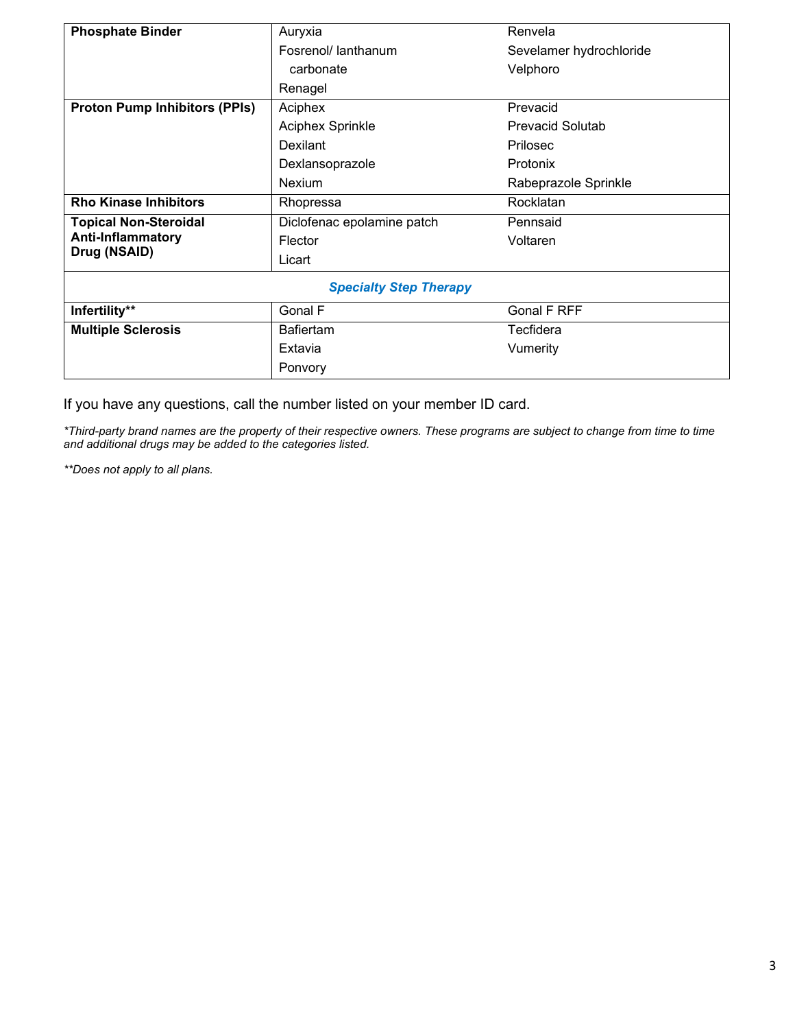| | | |
|---|---|---|
| **Phosphate Binder** | Auryxia<br>Fosrenol/ lanthanum carbonate<br>Renagel | Renvela<br>Sevelamer hydrochloride<br>Velphoro |
| **Proton Pump Inhibitors (PPIs)** | Aciphex<br>Aciphex Sprinkle<br>Dexilant<br>Dexlansoprazole<br>Nexium | Prevacid<br>Prevacid Solutab<br>Prilosec<br>Protonix<br>Rabeprazole Sprinkle |
| **Rho Kinase Inhibitors** | Rhopressa | Rocklatan |
| **Topical Non-Steroidal Anti-Inflammatory Drug (NSAID)** | Diclofenac epolamine patch<br>Flector<br>Licart | Pennsaid<br>Voltaren |
| ***Specialty Step Therapy*** | | |
| **Infertility**** | Gonal F | Gonal F RFF |
| **Multiple Sclerosis** | Bafiertam<br>Extavia<br>Ponvory | Tecfidera<br>Vumerity |

If you have any questions, call the number listed on your member ID card.

*\*Third-party brand names are the property of their respective owners. These programs are subject to change from time to time and additional drugs may be added to the categories listed.*

*\*\*Does not apply to all plans.*